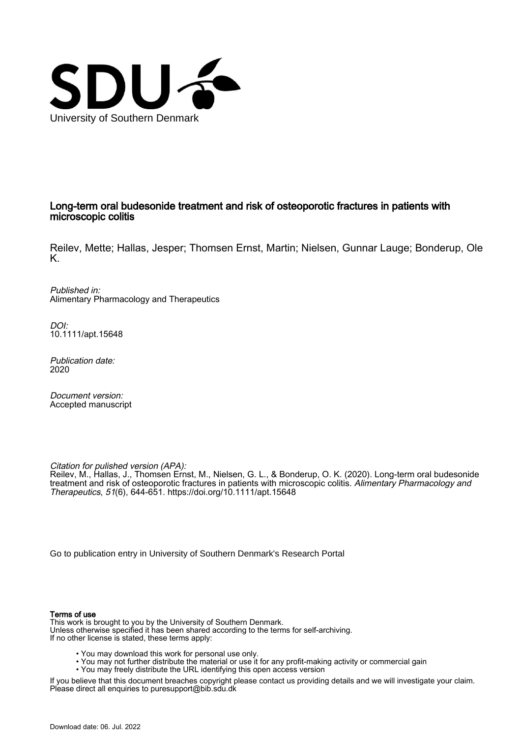University of Southern Denmark

# Long-term oral budesonide treatment and risk of osteoporotic fractures in patients with microscopic colitis

Reilev, Mette; Hallas, Jesper; Thomsen Ernst, Martin; Nielsen, Gunnar Lauge; Bonderup, Ole K.

*Published in:*
Alimentary Pharmacology and Therapeutics

*DOI:*
10.1111/apt.15648

*Publication date:*
2020

*Document version:*
Accepted manuscript

*Citation for pulished version (APA):*
Reilev, M., Hallas, J., Thomsen Ernst, M., Nielsen, G. L., & Bonderup, O. K. (2020). Long-term oral budesonide treatment and risk of osteoporotic fractures in patients with microscopic colitis. *Alimentary Pharmacology and Therapeutics*, *51*(6), 644-651. https://doi.org/10.1111/apt.15648

Go to publication entry in University of Southern Denmark's Research Portal

**Terms of use**

This work is brought to you by the University of Southern Denmark.
Unless otherwise specified it has been shared according to the terms for self-archiving.
If no other license is stated, these terms apply:

- You may download this work for personal use only.
- You may not further distribute the material or use it for any profit-making activity or commercial gain
- You may freely distribute the URL identifying this open access version

If you believe that this document breaches copyright please contact us providing details and we will investigate your claim.
Please direct all enquiries to puresupport@bib.sdu.dk

Download date: 06. Jul. 2022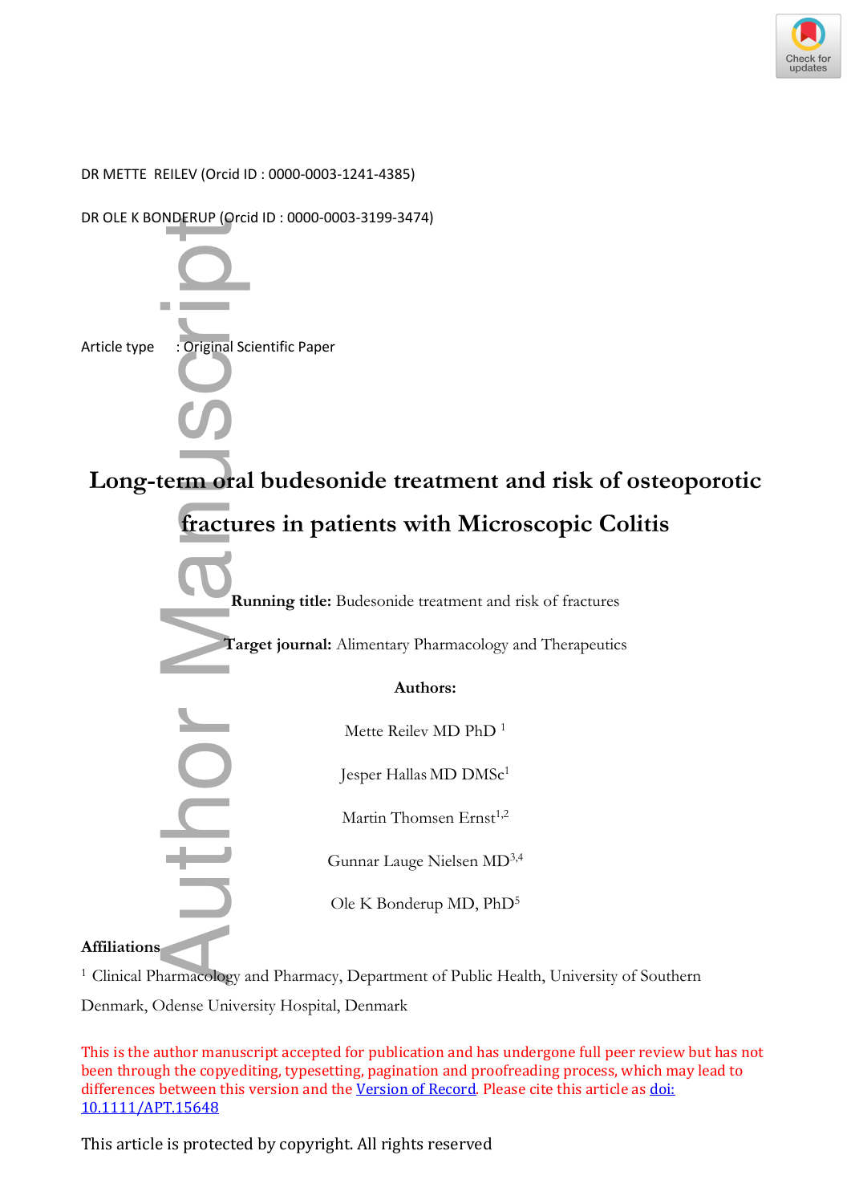DR METTE REILEV (Orcid ID : 0000-0003-1241-4385)

DR OLE K BONDERUP (Orcid ID : 0000-0003-3199-3474)

Article type : Original Scientific Paper

# Long-term oral budesonide treatment and risk of osteoporotic fractures in patients with Microscopic Colitis

**Running title:** Budesonide treatment and risk of fractures

**Target journal:** Alimentary Pharmacology and Therapeutics

**Authors:**

Mette Reilev MD PhD [1]

Jesper Hallas MD DMSc[1]

Martin Thomsen Ernst[1,2]

Gunnar Lauge Nielsen MD[3,4]

Ole K Bonderup MD, PhD[5]

**Affiliations**

[1] Clinical Pharmacology and Pharmacy, Department of Public Health, University of Southern Denmark, Odense University Hospital, Denmark

This is the author manuscript accepted for publication and has undergone full peer review but has not been through the copyediting, typesetting, pagination and proofreading process, which may lead to differences between this version and the Version of Record. Please cite this article as doi: 10.1111/APT.15648

This article is protected by copyright. All rights reserved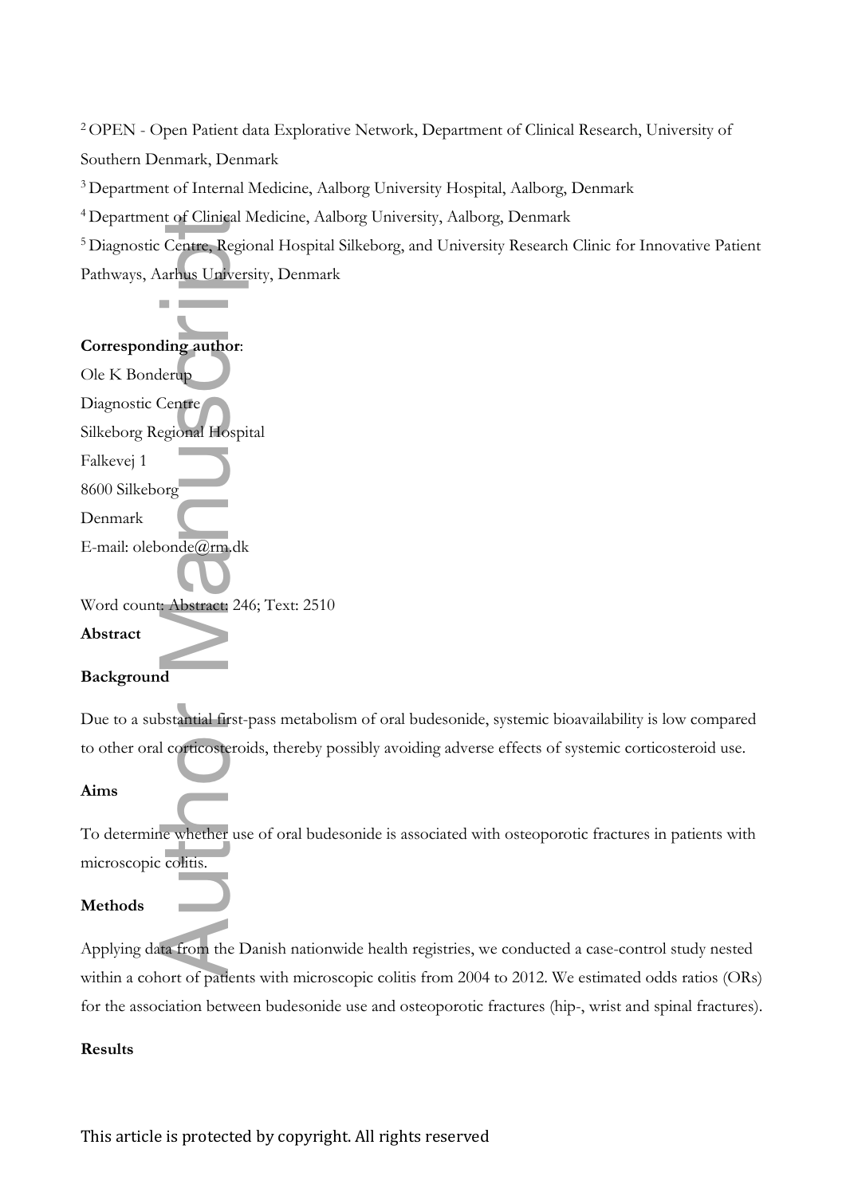[2] OPEN - Open Patient data Explorative Network, Department of Clinical Research, University of Southern Denmark, Denmark

[3] Department of Internal Medicine, Aalborg University Hospital, Aalborg, Denmark

[4] Department of Clinical Medicine, Aalborg University, Aalborg, Denmark

[5] Diagnostic Centre, Regional Hospital Silkeborg, and University Research Clinic for Innovative Patient Pathways, Aarhus University, Denmark

**Corresponding author**:

Ole K Bonderup

Diagnostic Centre

Silkeborg Regional Hospital

Falkevej 1

8600 Silkeborg

Denmark

E-mail: olebonde@rm.dk

Word count: Abstract: 246; Text: 2510

**Abstract**

**Background**

Due to a substantial first-pass metabolism of oral budesonide, systemic bioavailability is low compared to other oral corticosteroids, thereby possibly avoiding adverse effects of systemic corticosteroid use.

**Aims**

To determine whether use of oral budesonide is associated with osteoporotic fractures in patients with microscopic colitis.

**Methods**

Applying data from the Danish nationwide health registries, we conducted a case-control study nested within a cohort of patients with microscopic colitis from 2004 to 2012. We estimated odds ratios (ORs) for the association between budesonide use and osteoporotic fractures (hip-, wrist and spinal fractures).

**Results**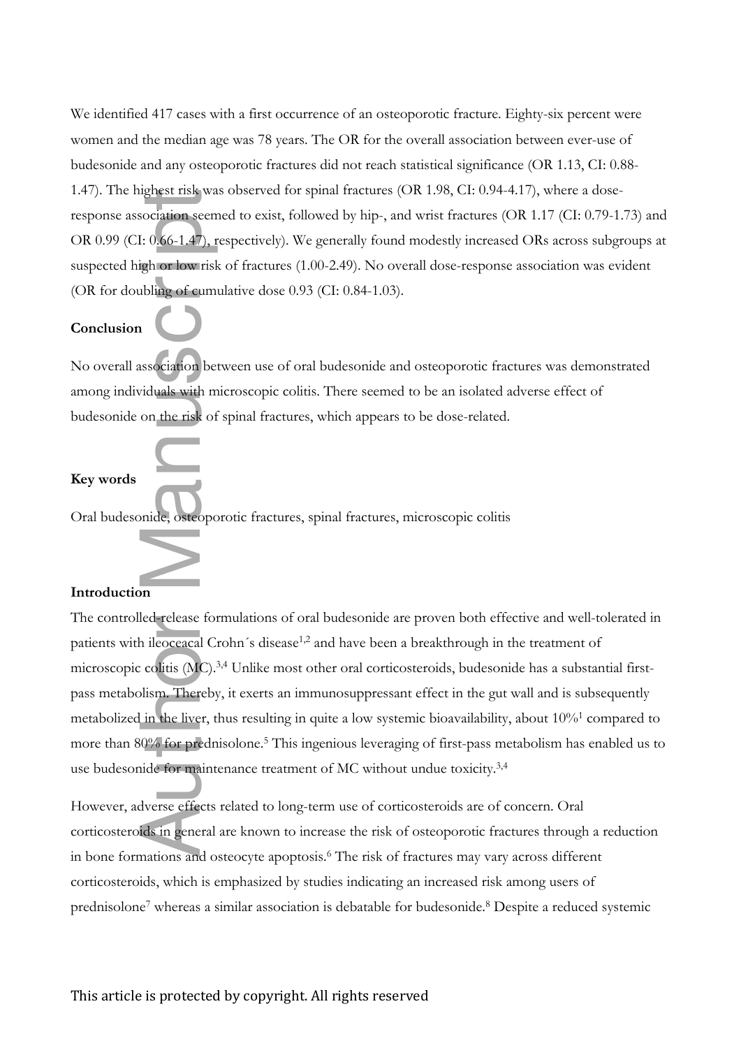We identified 417 cases with a first occurrence of an osteoporotic fracture. Eighty-six percent were women and the median age was 78 years. The OR for the overall association between ever-use of budesonide and any osteoporotic fractures did not reach statistical significance (OR 1.13, CI: 0.88-1.47). The highest risk was observed for spinal fractures (OR 1.98, CI: 0.94-4.17), where a dose-response association seemed to exist, followed by hip-, and wrist fractures (OR 1.17 (CI: 0.79-1.73) and OR 0.99 (CI: 0.66-1.47), respectively). We generally found modestly increased ORs across subgroups at suspected high or low risk of fractures (1.00-2.49). No overall dose-response association was evident (OR for doubling of cumulative dose 0.93 (CI: 0.84-1.03).

**Conclusion**

No overall association between use of oral budesonide and osteoporotic fractures was demonstrated among individuals with microscopic colitis. There seemed to be an isolated adverse effect of budesonide on the risk of spinal fractures, which appears to be dose-related.

**Key words**

Oral budesonide, osteoporotic fractures, spinal fractures, microscopic colitis

**Introduction**

The controlled-release formulations of oral budesonide are proven both effective and well-tolerated in patients with ileoceacal Crohn´s disease[1,2] and have been a breakthrough in the treatment of microscopic colitis (MC).[3,4] Unlike most other oral corticosteroids, budesonide has a substantial first-pass metabolism. Thereby, it exerts an immunosuppressant effect in the gut wall and is subsequently metabolized in the liver, thus resulting in quite a low systemic bioavailability, about 10%[1] compared to more than 80% for prednisolone.[5] This ingenious leveraging of first-pass metabolism has enabled us to use budesonide for maintenance treatment of MC without undue toxicity.[3,4]

However, adverse effects related to long-term use of corticosteroids are of concern. Oral corticosteroids in general are known to increase the risk of osteoporotic fractures through a reduction in bone formations and osteocyte apoptosis.[6] The risk of fractures may vary across different corticosteroids, which is emphasized by studies indicating an increased risk among users of prednisolone[7] whereas a similar association is debatable for budesonide.[8] Despite a reduced systemic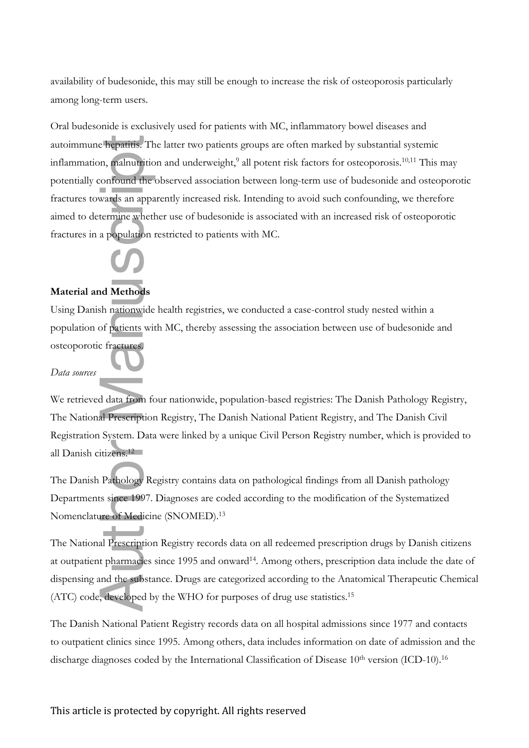availability of budesonide, this may still be enough to increase the risk of osteoporosis particularly among long-term users.

Oral budesonide is exclusively used for patients with MC, inflammatory bowel diseases and autoimmune hepatitis. The latter two patients groups are often marked by substantial systemic inflammation, malnutrition and underweight,[9] all potent risk factors for osteoporosis.[10,11] This may potentially confound the observed association between long-term use of budesonide and osteoporotic fractures towards an apparently increased risk. Intending to avoid such confounding, we therefore aimed to determine whether use of budesonide is associated with an increased risk of osteoporotic fractures in a population restricted to patients with MC.

## Material and Methods

Using Danish nationwide health registries, we conducted a case-control study nested within a population of patients with MC, thereby assessing the association between use of budesonide and osteoporotic fractures.

### *Data sources*

We retrieved data from four nationwide, population-based registries: The Danish Pathology Registry, The National Prescription Registry, The Danish National Patient Registry, and The Danish Civil Registration System. Data were linked by a unique Civil Person Registry number, which is provided to all Danish citizens.[12]

The Danish Pathology Registry contains data on pathological findings from all Danish pathology Departments since 1997. Diagnoses are coded according to the modification of the Systematized Nomenclature of Medicine (SNOMED).[13]

The National Prescription Registry records data on all redeemed prescription drugs by Danish citizens at outpatient pharmacies since 1995 and onward[14]. Among others, prescription data include the date of dispensing and the substance. Drugs are categorized according to the Anatomical Therapeutic Chemical (ATC) code, developed by the WHO for purposes of drug use statistics.[15]

The Danish National Patient Registry records data on all hospital admissions since 1977 and contacts to outpatient clinics since 1995. Among others, data includes information on date of admission and the discharge diagnoses coded by the International Classification of Disease 10th version (ICD-10).[16]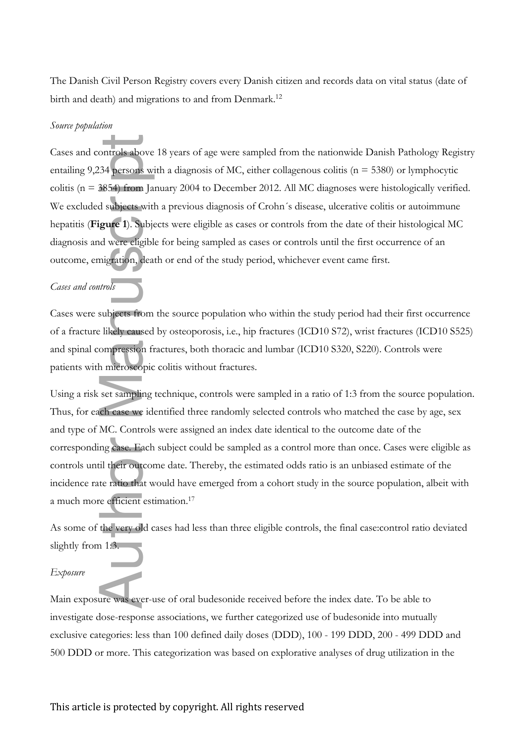The Danish Civil Person Registry covers every Danish citizen and records data on vital status (date of birth and death) and migrations to and from Denmark.[12]

*Source population*

Cases and controls above 18 years of age were sampled from the nationwide Danish Pathology Registry entailing 9,234 persons with a diagnosis of MC, either collagenous colitis (n = 5380) or lymphocytic colitis (n = 3854) from January 2004 to December 2012. All MC diagnoses were histologically verified. We excluded subjects with a previous diagnosis of Crohn´s disease, ulcerative colitis or autoimmune hepatitis (**Figure 1**). Subjects were eligible as cases or controls from the date of their histological MC diagnosis and were eligible for being sampled as cases or controls until the first occurrence of an outcome, emigration, death or end of the study period, whichever event came first.

*Cases and controls*

Cases were subjects from the source population who within the study period had their first occurrence of a fracture likely caused by osteoporosis, i.e., hip fractures (ICD10 S72), wrist fractures (ICD10 S525) and spinal compression fractures, both thoracic and lumbar (ICD10 S320, S220). Controls were patients with microscopic colitis without fractures.

Using a risk set sampling technique, controls were sampled in a ratio of 1:3 from the source population. Thus, for each case we identified three randomly selected controls who matched the case by age, sex and type of MC. Controls were assigned an index date identical to the outcome date of the corresponding case. Each subject could be sampled as a control more than once. Cases were eligible as controls until their outcome date. Thereby, the estimated odds ratio is an unbiased estimate of the incidence rate ratio that would have emerged from a cohort study in the source population, albeit with a much more efficient estimation.[17]

As some of the very old cases had less than three eligible controls, the final case:control ratio deviated slightly from 1:3.

*Exposure*

Main exposure was ever-use of oral budesonide received before the index date. To be able to investigate dose-response associations, we further categorized use of budesonide into mutually exclusive categories: less than 100 defined daily doses (DDD), 100 - 199 DDD, 200 - 499 DDD and 500 DDD or more. This categorization was based on explorative analyses of drug utilization in the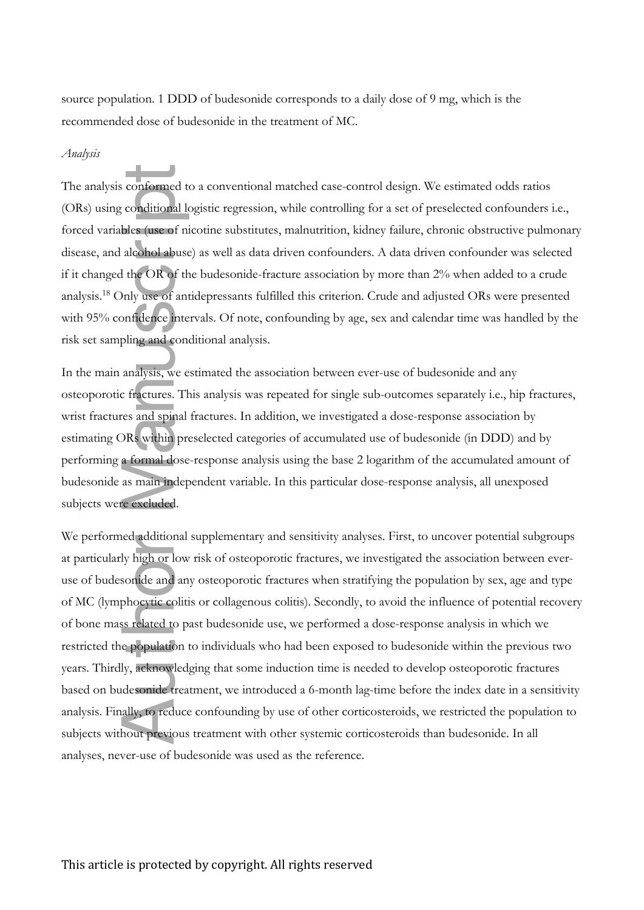source population. 1 DDD of budesonide corresponds to a daily dose of 9 mg, which is the recommended dose of budesonide in the treatment of MC.

*Analysis*

The analysis conformed to a conventional matched case-control design. We estimated odds ratios (ORs) using conditional logistic regression, while controlling for a set of preselected confounders i.e., forced variables (use of nicotine substitutes, malnutrition, kidney failure, chronic obstructive pulmonary disease, and alcohol abuse) as well as data driven confounders. A data driven confounder was selected if it changed the OR of the budesonide-fracture association by more than 2% when added to a crude analysis.[18] Only use of antidepressants fulfilled this criterion. Crude and adjusted ORs were presented with 95% confidence intervals. Of note, confounding by age, sex and calendar time was handled by the risk set sampling and conditional analysis.

In the main analysis, we estimated the association between ever-use of budesonide and any osteoporotic fractures. This analysis was repeated for single sub-outcomes separately i.e., hip fractures, wrist fractures and spinal fractures. In addition, we investigated a dose-response association by estimating ORs within preselected categories of accumulated use of budesonide (in DDD) and by performing a formal dose-response analysis using the base 2 logarithm of the accumulated amount of budesonide as main independent variable. In this particular dose-response analysis, all unexposed subjects were excluded.

We performed additional supplementary and sensitivity analyses. First, to uncover potential subgroups at particularly high or low risk of osteoporotic fractures, we investigated the association between ever-use of budesonide and any osteoporotic fractures when stratifying the population by sex, age and type of MC (lymphocytic colitis or collagenous colitis). Secondly, to avoid the influence of potential recovery of bone mass related to past budesonide use, we performed a dose-response analysis in which we restricted the population to individuals who had been exposed to budesonide within the previous two years. Thirdly, acknowledging that some induction time is needed to develop osteoporotic fractures based on budesonide treatment, we introduced a 6-month lag-time before the index date in a sensitivity analysis. Finally, to reduce confounding by use of other corticosteroids, we restricted the population to subjects without previous treatment with other systemic corticosteroids than budesonide. In all analyses, never-use of budesonide was used as the reference.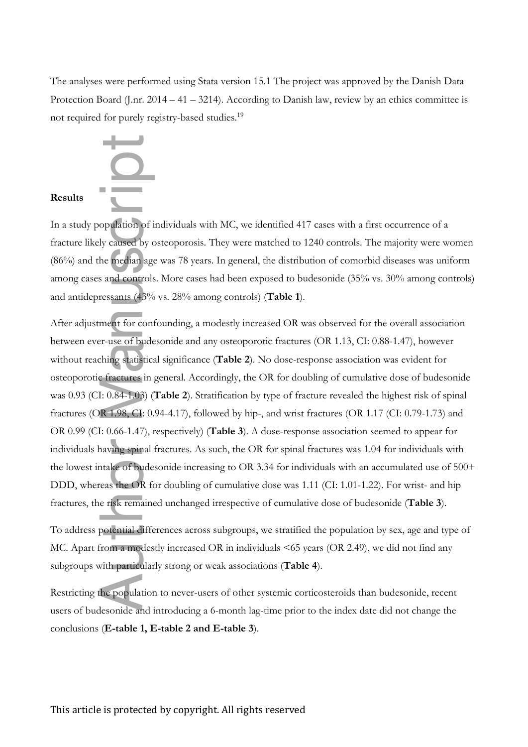The analyses were performed using Stata version 15.1 The project was approved by the Danish Data Protection Board (J.nr. 2014 – 41 – 3214). According to Danish law, review by an ethics committee is not required for purely registry-based studies.[19]

## Results

In a study population of individuals with MC, we identified 417 cases with a first occurrence of a fracture likely caused by osteoporosis. They were matched to 1240 controls. The majority were women (86%) and the median age was 78 years. In general, the distribution of comorbid diseases was uniform among cases and controls. More cases had been exposed to budesonide (35% vs. 30% among controls) and antidepressants (43% vs. 28% among controls) (**Table 1**).

After adjustment for confounding, a modestly increased OR was observed for the overall association between ever-use of budesonide and any osteoporotic fractures (OR 1.13, CI: 0.88-1.47), however without reaching statistical significance (**Table 2**). No dose-response association was evident for osteoporotic fractures in general. Accordingly, the OR for doubling of cumulative dose of budesonide was 0.93 (CI: 0.84-1.03) (**Table 2**). Stratification by type of fracture revealed the highest risk of spinal fractures (OR 1.98, CI: 0.94-4.17), followed by hip-, and wrist fractures (OR 1.17 (CI: 0.79-1.73) and OR 0.99 (CI: 0.66-1.47), respectively) (**Table 3**). A dose-response association seemed to appear for individuals having spinal fractures. As such, the OR for spinal fractures was 1.04 for individuals with the lowest intake of budesonide increasing to OR 3.34 for individuals with an accumulated use of 500+ DDD, whereas the OR for doubling of cumulative dose was 1.11 (CI: 1.01-1.22). For wrist- and hip fractures, the risk remained unchanged irrespective of cumulative dose of budesonide (**Table 3**).

To address potential differences across subgroups, we stratified the population by sex, age and type of MC. Apart from a modestly increased OR in individuals <65 years (OR 2.49), we did not find any subgroups with particularly strong or weak associations (**Table 4**).

Restricting the population to never-users of other systemic corticosteroids than budesonide, recent users of budesonide and introducing a 6-month lag-time prior to the index date did not change the conclusions (**E-table 1, E-table 2 and E-table 3**).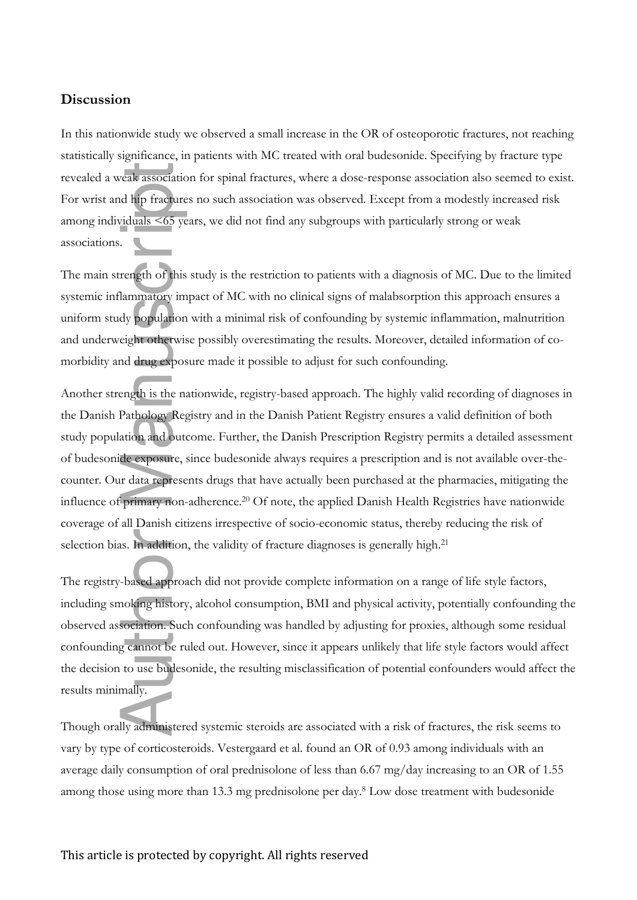## Discussion

In this nationwide study we observed a small increase in the OR of osteoporotic fractures, not reaching statistically significance, in patients with MC treated with oral budesonide. Specifying by fracture type revealed a weak association for spinal fractures, where a dose-response association also seemed to exist. For wrist and hip fractures no such association was observed. Except from a modestly increased risk among individuals <65 years, we did not find any subgroups with particularly strong or weak associations.

The main strength of this study is the restriction to patients with a diagnosis of MC. Due to the limited systemic inflammatory impact of MC with no clinical signs of malabsorption this approach ensures a uniform study population with a minimal risk of confounding by systemic inflammation, malnutrition and underweight otherwise possibly overestimating the results. Moreover, detailed information of co-morbidity and drug exposure made it possible to adjust for such confounding.

Another strength is the nationwide, registry-based approach. The highly valid recording of diagnoses in the Danish Pathology Registry and in the Danish Patient Registry ensures a valid definition of both study population and outcome. Further, the Danish Prescription Registry permits a detailed assessment of budesonide exposure, since budesonide always requires a prescription and is not available over-the-counter. Our data represents drugs that have actually been purchased at the pharmacies, mitigating the influence of primary non-adherence.[20] Of note, the applied Danish Health Registries have nationwide coverage of all Danish citizens irrespective of socio-economic status, thereby reducing the risk of selection bias. In addition, the validity of fracture diagnoses is generally high.[21]

The registry-based approach did not provide complete information on a range of life style factors, including smoking history, alcohol consumption, BMI and physical activity, potentially confounding the observed association. Such confounding was handled by adjusting for proxies, although some residual confounding cannot be ruled out. However, since it appears unlikely that life style factors would affect the decision to use budesonide, the resulting misclassification of potential confounders would affect the results minimally.

Though orally administered systemic steroids are associated with a risk of fractures, the risk seems to vary by type of corticosteroids. Vestergaard et al. found an OR of 0.93 among individuals with an average daily consumption of oral prednisolone of less than 6.67 mg/day increasing to an OR of 1.55 among those using more than 13.3 mg prednisolone per day.[8] Low dose treatment with budesonide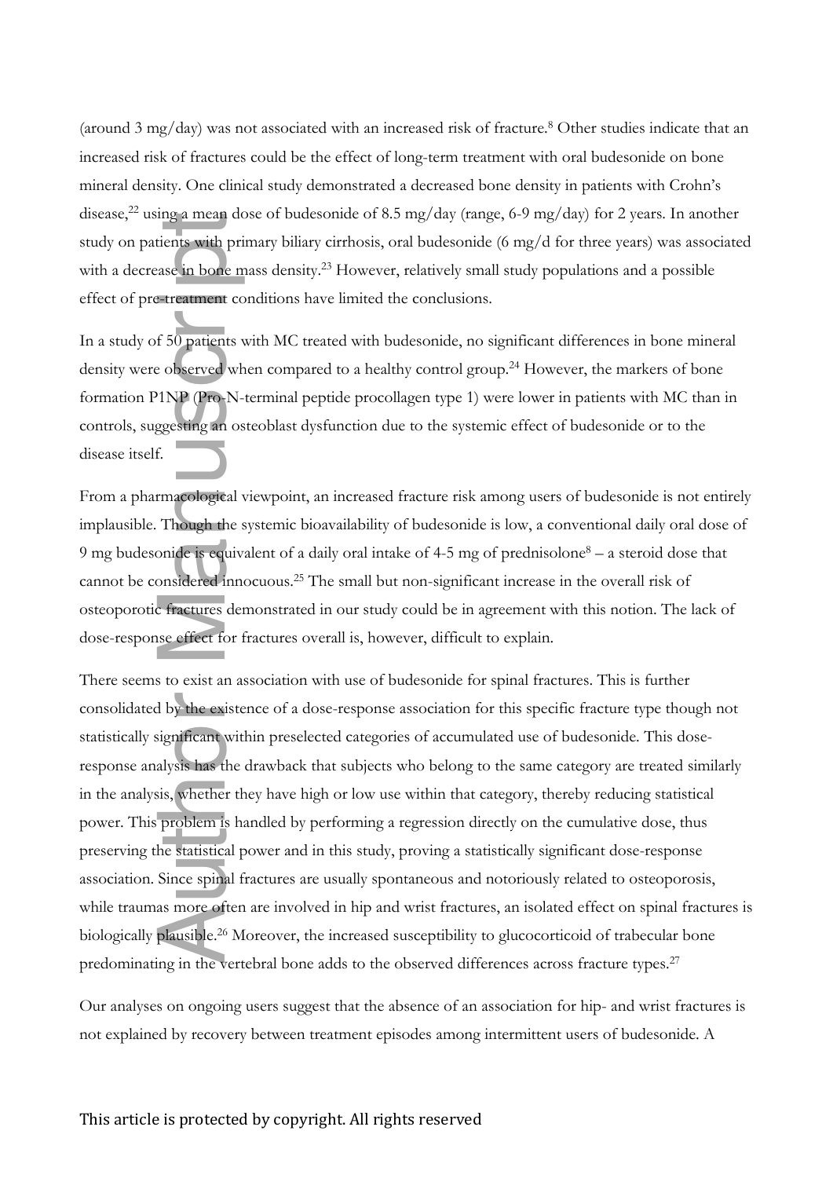(around 3 mg/day) was not associated with an increased risk of fracture.[8] Other studies indicate that an increased risk of fractures could be the effect of long-term treatment with oral budesonide on bone mineral density. One clinical study demonstrated a decreased bone density in patients with Crohn's disease,[22] using a mean dose of budesonide of 8.5 mg/day (range, 6-9 mg/day) for 2 years. In another study on patients with primary biliary cirrhosis, oral budesonide (6 mg/d for three years) was associated with a decrease in bone mass density.[23] However, relatively small study populations and a possible effect of pre-treatment conditions have limited the conclusions.

In a study of 50 patients with MC treated with budesonide, no significant differences in bone mineral density were observed when compared to a healthy control group.[24] However, the markers of bone formation P1NP (Pro-N-terminal peptide procollagen type 1) were lower in patients with MC than in controls, suggesting an osteoblast dysfunction due to the systemic effect of budesonide or to the disease itself.

From a pharmacological viewpoint, an increased fracture risk among users of budesonide is not entirely implausible. Though the systemic bioavailability of budesonide is low, a conventional daily oral dose of 9 mg budesonide is equivalent of a daily oral intake of 4-5 mg of prednisolone[8] – a steroid dose that cannot be considered innocuous.[25] The small but non-significant increase in the overall risk of osteoporotic fractures demonstrated in our study could be in agreement with this notion. The lack of dose-response effect for fractures overall is, however, difficult to explain.

There seems to exist an association with use of budesonide for spinal fractures. This is further consolidated by the existence of a dose-response association for this specific fracture type though not statistically significant within preselected categories of accumulated use of budesonide. This dose-response analysis has the drawback that subjects who belong to the same category are treated similarly in the analysis, whether they have high or low use within that category, thereby reducing statistical power. This problem is handled by performing a regression directly on the cumulative dose, thus preserving the statistical power and in this study, proving a statistically significant dose-response association. Since spinal fractures are usually spontaneous and notoriously related to osteoporosis, while traumas more often are involved in hip and wrist fractures, an isolated effect on spinal fractures is biologically plausible.[26] Moreover, the increased susceptibility to glucocorticoid of trabecular bone predominating in the vertebral bone adds to the observed differences across fracture types.[27]

Our analyses on ongoing users suggest that the absence of an association for hip- and wrist fractures is not explained by recovery between treatment episodes among intermittent users of budesonide. A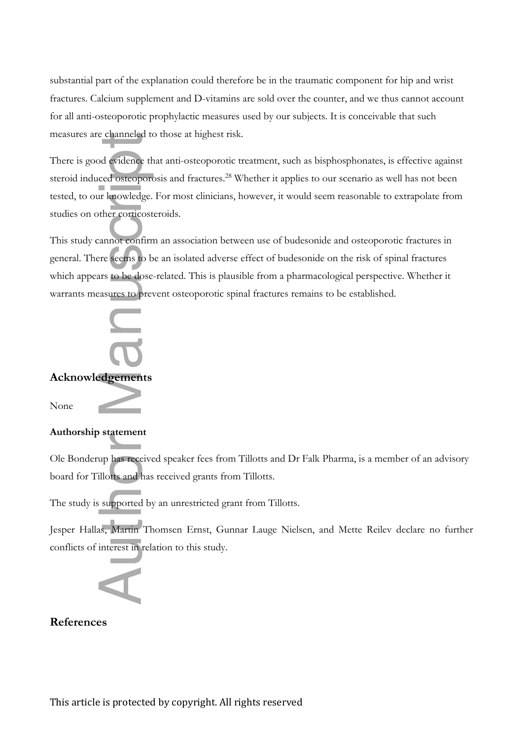substantial part of the explanation could therefore be in the traumatic component for hip and wrist fractures. Calcium supplement and D-vitamins are sold over the counter, and we thus cannot account for all anti-osteoporotic prophylactic measures used by our subjects. It is conceivable that such measures are channeled to those at highest risk.

There is good evidence that anti-osteoporotic treatment, such as bisphosphonates, is effective against steroid induced osteoporosis and fractures.[28] Whether it applies to our scenario as well has not been tested, to our knowledge. For most clinicians, however, it would seem reasonable to extrapolate from studies on other corticosteroids.

This study cannot confirm an association between use of budesonide and osteoporotic fractures in general. There seems to be an isolated adverse effect of budesonide on the risk of spinal fractures which appears to be dose-related. This is plausible from a pharmacological perspective. Whether it warrants measures to prevent osteoporotic spinal fractures remains to be established.

## Acknowledgements

None

### Authorship statement

Ole Bonderup has received speaker fees from Tillotts and Dr Falk Pharma, is a member of an advisory board for Tillotts and has received grants from Tillotts.

The study is supported by an unrestricted grant from Tillotts.

Jesper Hallas, Martin Thomsen Ernst, Gunnar Lauge Nielsen, and Mette Reilev declare no further conflicts of interest in relation to this study.

## References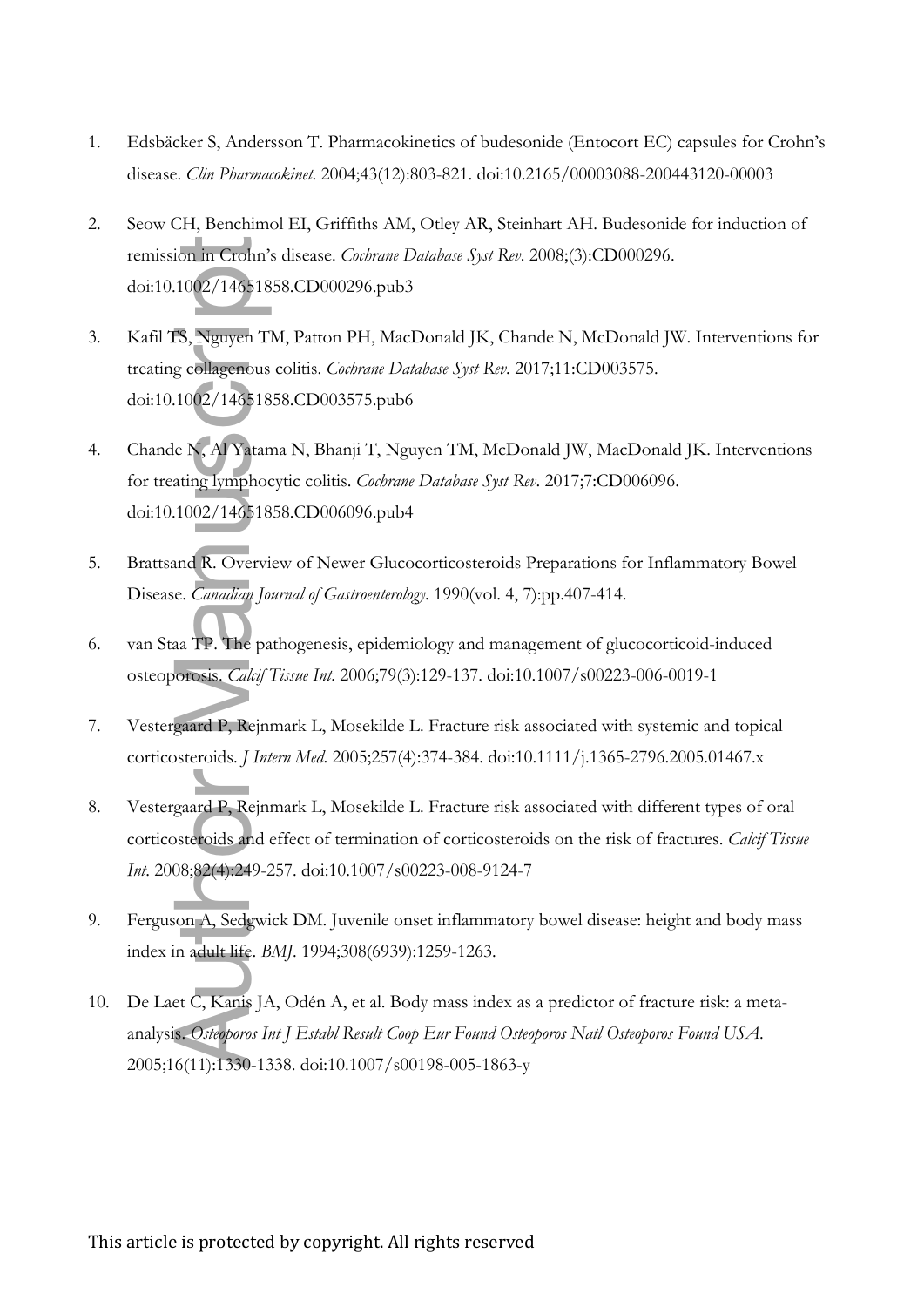1. Edsbäcker S, Andersson T. Pharmacokinetics of budesonide (Entocort EC) capsules for Crohn's disease. *Clin Pharmacokinet*. 2004;43(12):803-821. doi:10.2165/00003088-200443120-00003

2. Seow CH, Benchimol EI, Griffiths AM, Otley AR, Steinhart AH. Budesonide for induction of remission in Crohn's disease. *Cochrane Database Syst Rev*. 2008;(3):CD000296. doi:10.1002/14651858.CD000296.pub3

3. Kafil TS, Nguyen TM, Patton PH, MacDonald JK, Chande N, McDonald JW. Interventions for treating collagenous colitis. *Cochrane Database Syst Rev*. 2017;11:CD003575. doi:10.1002/14651858.CD003575.pub6

4. Chande N, Al Yatama N, Bhanji T, Nguyen TM, McDonald JW, MacDonald JK. Interventions for treating lymphocytic colitis. *Cochrane Database Syst Rev*. 2017;7:CD006096. doi:10.1002/14651858.CD006096.pub4

5. Brattsand R. Overview of Newer Glucocorticosteroids Preparations for Inflammatory Bowel Disease. *Canadian Journal of Gastroenterology*. 1990(vol. 4, 7):pp.407-414.

6. van Staa TP. The pathogenesis, epidemiology and management of glucocorticoid-induced osteoporosis. *Calcif Tissue Int*. 2006;79(3):129-137. doi:10.1007/s00223-006-0019-1

7. Vestergaard P, Rejnmark L, Mosekilde L. Fracture risk associated with systemic and topical corticosteroids. *J Intern Med*. 2005;257(4):374-384. doi:10.1111/j.1365-2796.2005.01467.x

8. Vestergaard P, Rejnmark L, Mosekilde L. Fracture risk associated with different types of oral corticosteroids and effect of termination of corticosteroids on the risk of fractures. *Calcif Tissue Int*. 2008;82(4):249-257. doi:10.1007/s00223-008-9124-7

9. Ferguson A, Sedgwick DM. Juvenile onset inflammatory bowel disease: height and body mass index in adult life. *BMJ*. 1994;308(6939):1259-1263.

10. De Laet C, Kanis JA, Odén A, et al. Body mass index as a predictor of fracture risk: a meta-analysis. *Osteoporos Int J Establ Result Coop Eur Found Osteoporos Natl Osteoporos Found USA*. 2005;16(11):1330-1338. doi:10.1007/s00198-005-1863-y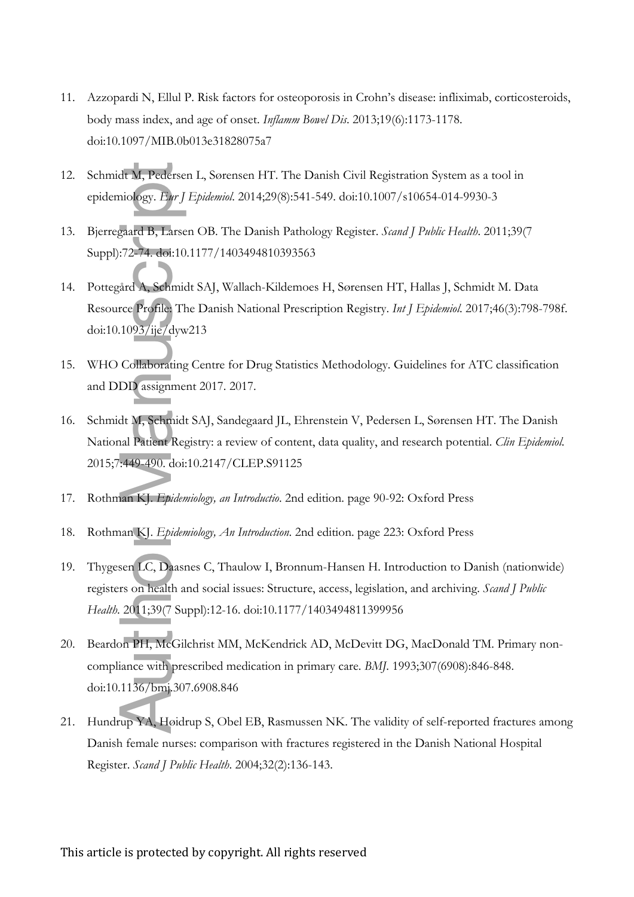11. Azzopardi N, Ellul P. Risk factors for osteoporosis in Crohn's disease: infliximab, corticosteroids, body mass index, and age of onset. *Inflamm Bowel Dis*. 2013;19(6):1173-1178. doi:10.1097/MIB.0b013e31828075a7

12. Schmidt M, Pedersen L, Sørensen HT. The Danish Civil Registration System as a tool in epidemiology. *Eur J Epidemiol*. 2014;29(8):541-549. doi:10.1007/s10654-014-9930-3

13. Bjerregaard B, Larsen OB. The Danish Pathology Register. *Scand J Public Health*. 2011;39(7 Suppl):72-74. doi:10.1177/1403494810393563

14. Pottegård A, Schmidt SAJ, Wallach-Kildemoes H, Sørensen HT, Hallas J, Schmidt M. Data Resource Profile: The Danish National Prescription Registry. *Int J Epidemiol*. 2017;46(3):798-798f. doi:10.1093/ije/dyw213

15. WHO Collaborating Centre for Drug Statistics Methodology. Guidelines for ATC classification and DDD assignment 2017. 2017.

16. Schmidt M, Schmidt SAJ, Sandegaard JL, Ehrenstein V, Pedersen L, Sørensen HT. The Danish National Patient Registry: a review of content, data quality, and research potential. *Clin Epidemiol*. 2015;7:449-490. doi:10.2147/CLEP.S91125

17. Rothman KJ. *Epidemiology, an Introductio*. 2nd edition. page 90-92: Oxford Press

18. Rothman KJ. *Epidemiology, An Introduction*. 2nd edition. page 223: Oxford Press

19. Thygesen LC, Daasnes C, Thaulow I, Bronnum-Hansen H. Introduction to Danish (nationwide) registers on health and social issues: Structure, access, legislation, and archiving. *Scand J Public Health*. 2011;39(7 Suppl):12-16. doi:10.1177/1403494811399956

20. Beardon PH, McGilchrist MM, McKendrick AD, McDevitt DG, MacDonald TM. Primary non-compliance with prescribed medication in primary care. *BMJ*. 1993;307(6908):846-848. doi:10.1136/bmj.307.6908.846

21. Hundrup YA, Høidrup S, Obel EB, Rasmussen NK. The validity of self-reported fractures among Danish female nurses: comparison with fractures registered in the Danish National Hospital Register. *Scand J Public Health*. 2004;32(2):136-143.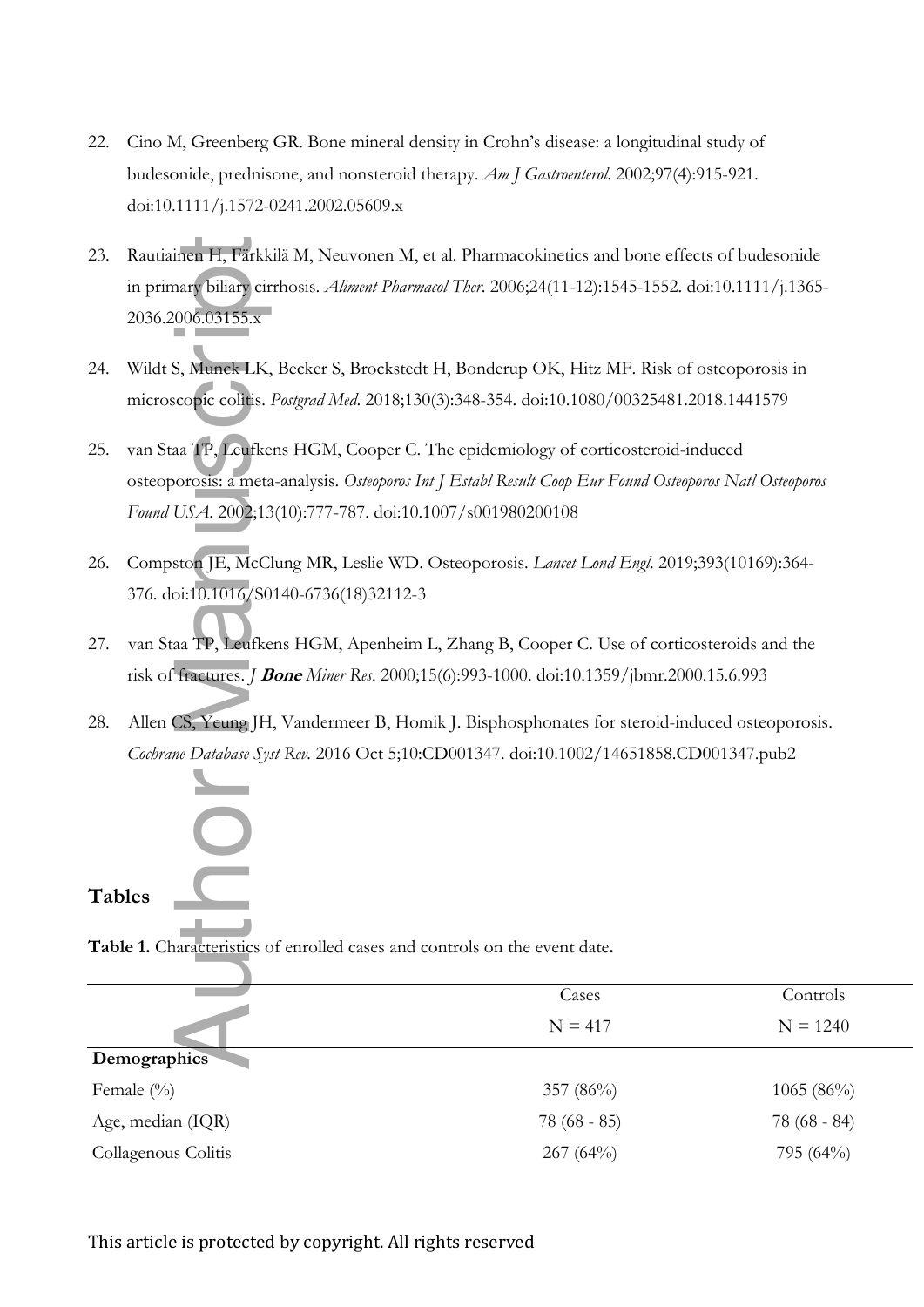22. Cino M, Greenberg GR. Bone mineral density in Crohn's disease: a longitudinal study of budesonide, prednisone, and nonsteroid therapy. *Am J Gastroenterol*. 2002;97(4):915-921. doi:10.1111/j.1572-0241.2002.05609.x

23. Rautiainen H, Färkkilä M, Neuvonen M, et al. Pharmacokinetics and bone effects of budesonide in primary biliary cirrhosis. *Aliment Pharmacol Ther*. 2006;24(11-12):1545-1552. doi:10.1111/j.1365-2036.2006.03155.x

24. Wildt S, Munck LK, Becker S, Brockstedt H, Bonderup OK, Hitz MF. Risk of osteoporosis in microscopic colitis. *Postgrad Med*. 2018;130(3):348-354. doi:10.1080/00325481.2018.1441579

25. van Staa TP, Leufkens HGM, Cooper C. The epidemiology of corticosteroid-induced osteoporosis: a meta-analysis. *Osteoporos Int J Establ Result Coop Eur Found Osteoporos Natl Osteoporos Found USA*. 2002;13(10):777-787. doi:10.1007/s001980200108

26. Compston JE, McClung MR, Leslie WD. Osteoporosis. *Lancet Lond Engl*. 2019;393(10169):364-376. doi:10.1016/S0140-6736(18)32112-3

27. van Staa TP, Leufkens HGM, Apenheim L, Zhang B, Cooper C. Use of corticosteroids and the risk of fractures. *J* ***Bone*** *Miner Res*. 2000;15(6):993-1000. doi:10.1359/jbmr.2000.15.6.993

28. Allen CS, Yeung JH, Vandermeer B, Homik J. Bisphosphonates for steroid-induced osteoporosis. *Cochrane Database Syst Rev*. 2016 Oct 5;10:CD001347. doi:10.1002/14651858.CD001347.pub2

## Tables

**Table 1.** Characteristics of enrolled cases and controls on the event date**.**

| | Cases<br>N = 417 | Controls<br>N = 1240 |
|---|---|---|
| **Demographics** | | |
| Female (%) | 357 (86%) | 1065 (86%) |
| Age, median (IQR) | 78 (68 - 85) | 78 (68 - 84) |
| Collagenous Colitis | 267 (64%) | 795 (64%) |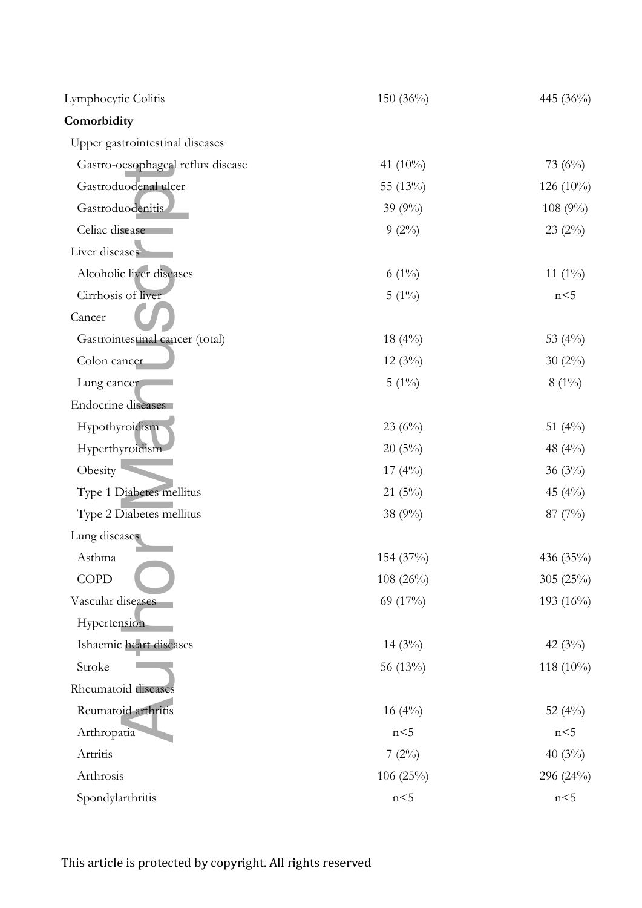| | | |
|---|---|---|
| Lymphocytic Colitis | 150 (36%) | 445 (36%) |
| **Comorbidity** | | |
| Upper gastrointestinal diseases | | |
| Gastro-oesophageal reflux disease | 41 (10%) | 73 (6%) |
| Gastroduodenal ulcer | 55 (13%) | 126 (10%) |
| Gastroduodenitis | 39 (9%) | 108 (9%) |
| Celiac disease | 9 (2%) | 23 (2%) |
| Liver diseases | | |
| Alcoholic liver diseases | 6 (1%) | 11 (1%) |
| Cirrhosis of liver | 5 (1%) | n<5 |
| Cancer | | |
| Gastrointestinal cancer (total) | 18 (4%) | 53 (4%) |
| Colon cancer | 12 (3%) | 30 (2%) |
| Lung cancer | 5 (1%) | 8 (1%) |
| Endocrine diseases | | |
| Hypothyroidism | 23 (6%) | 51 (4%) |
| Hyperthyroidism | 20 (5%) | 48 (4%) |
| Obesity | 17 (4%) | 36 (3%) |
| Type 1 Diabetes mellitus | 21 (5%) | 45 (4%) |
| Type 2 Diabetes mellitus | 38 (9%) | 87 (7%) |
| Lung diseases | | |
| Asthma | 154 (37%) | 436 (35%) |
| COPD | 108 (26%) | 305 (25%) |
| Vascular diseases | 69 (17%) | 193 (16%) |
| Hypertension | | |
| Ishaemic heart diseases | 14 (3%) | 42 (3%) |
| Stroke | 56 (13%) | 118 (10%) |
| Rheumatoid diseases | | |
| Reumatoid arthritis | 16 (4%) | 52 (4%) |
| Arthropatia | n<5 | n<5 |
| Artritis | 7 (2%) | 40 (3%) |
| Arthrosis | 106 (25%) | 296 (24%) |
| Spondylarthritis | n<5 | n<5 |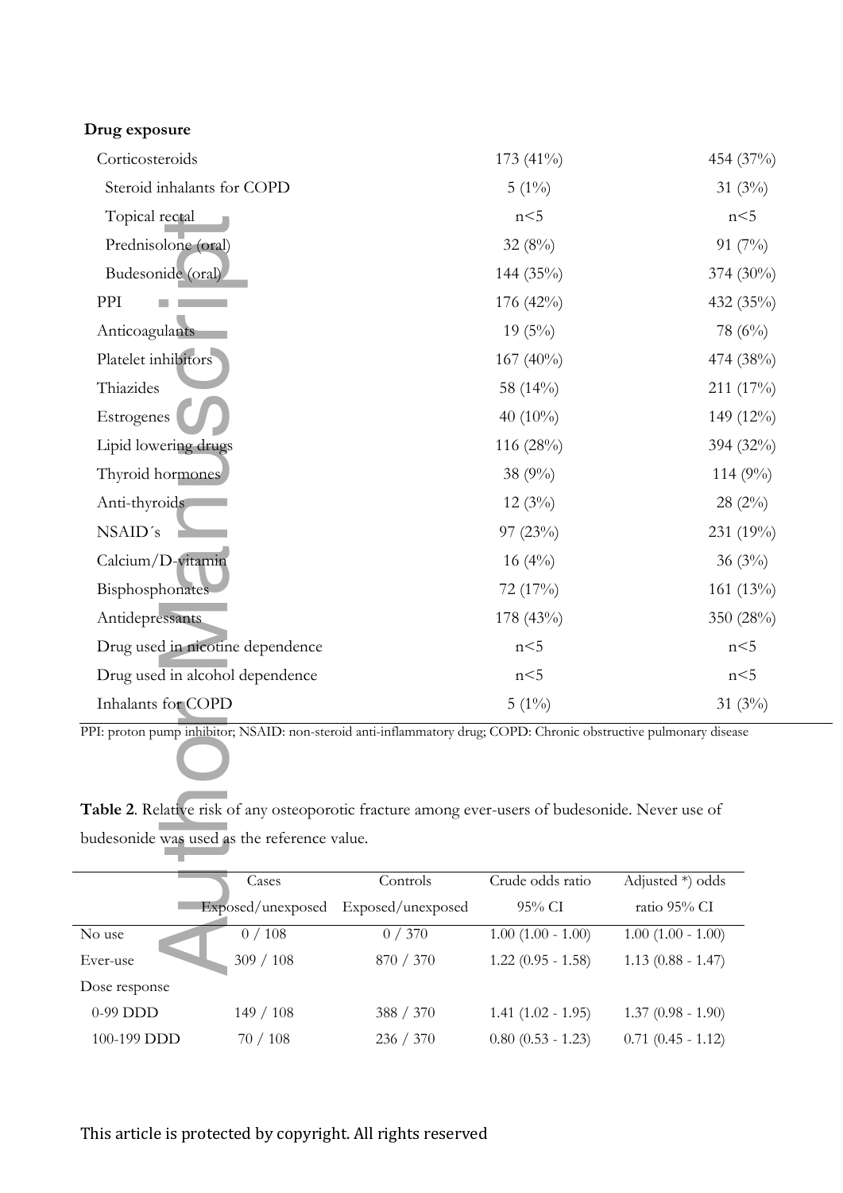| **Drug exposure** | | |
|---|---|---|
| Corticosteroids | 173 (41%) | 454 (37%) |
| Steroid inhalants for COPD | 5 (1%) | 31 (3%) |
| Topical rectal | n<5 | n<5 |
| Prednisolone (oral) | 32 (8%) | 91 (7%) |
| Budesonide (oral) | 144 (35%) | 374 (30%) |
| PPI | 176 (42%) | 432 (35%) |
| Anticoagulants | 19 (5%) | 78 (6%) |
| Platelet inhibitors | 167 (40%) | 474 (38%) |
| Thiazides | 58 (14%) | 211 (17%) |
| Estrogenes | 40 (10%) | 149 (12%) |
| Lipid lowering drugs | 116 (28%) | 394 (32%) |
| Thyroid hormones | 38 (9%) | 114 (9%) |
| Anti-thyroids | 12 (3%) | 28 (2%) |
| NSAID´s | 97 (23%) | 231 (19%) |
| Calcium/D-vitamin | 16 (4%) | 36 (3%) |
| Bisphosphonates | 72 (17%) | 161 (13%) |
| Antidepressants | 178 (43%) | 350 (28%) |
| Drug used in nicotine dependence | n<5 | n<5 |
| Drug used in alcohol dependence | n<5 | n<5 |
| Inhalants for COPD | 5 (1%) | 31 (3%) |

PPI: proton pump inhibitor; NSAID: non-steroid anti-inflammatory drug; COPD: Chronic obstructive pulmonary disease

**Table 2**. Relative risk of any osteoporotic fracture among ever-users of budesonide. Never use of budesonide was used as the reference value.

| | Cases Exposed/unexposed | Controls Exposed/unexposed | Crude odds ratio 95% CI | Adjusted *) odds ratio 95% CI |
|---|---|---|---|---|
| No use | 0 / 108 | 0 / 370 | 1.00 (1.00 - 1.00) | 1.00 (1.00 - 1.00) |
| Ever-use | 309 / 108 | 870 / 370 | 1.22 (0.95 - 1.58) | 1.13 (0.88 - 1.47) |
| Dose response | | | | |
| 0-99 DDD | 149 / 108 | 388 / 370 | 1.41 (1.02 - 1.95) | 1.37 (0.98 - 1.90) |
| 100-199 DDD | 70 / 108 | 236 / 370 | 0.80 (0.53 - 1.23) | 0.71 (0.45 - 1.12) |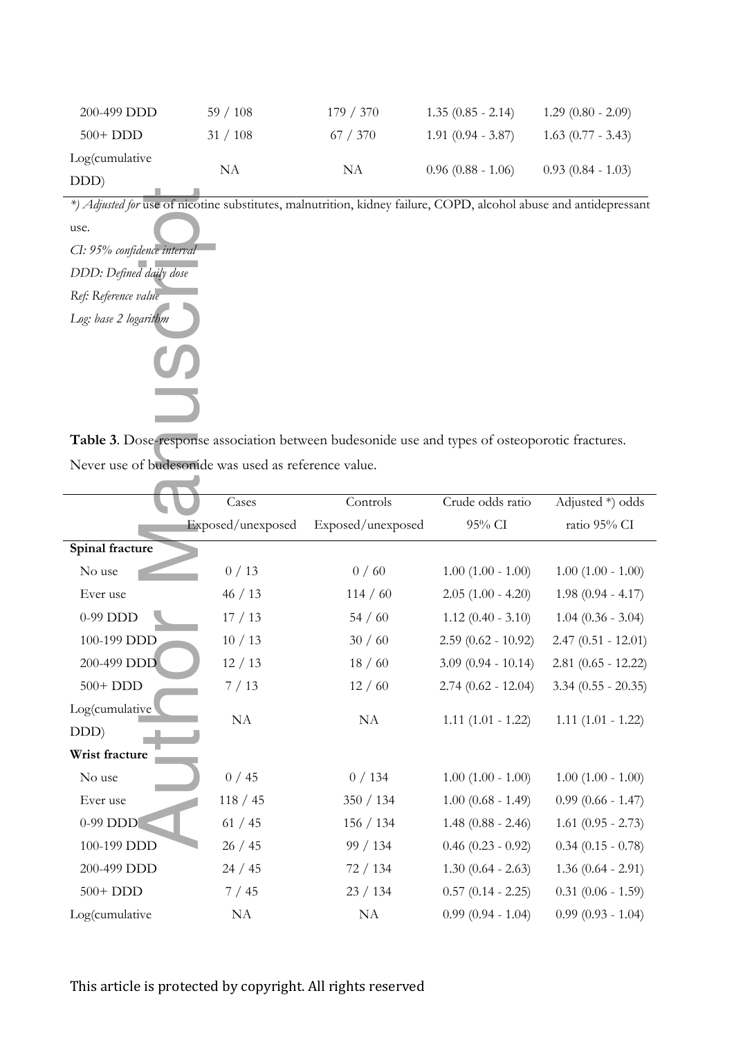| | | | | |
|---|---|---|---|---|
| 200-499 DDD | 59 / 108 | 179 / 370 | 1.35 (0.85 - 2.14) | 1.29 (0.80 - 2.09) |
| 500+ DDD | 31 / 108 | 67 / 370 | 1.91 (0.94 - 3.87) | 1.63 (0.77 - 3.43) |
| Log(cumulative DDD) | NA | NA | 0.96 (0.88 - 1.06) | 0.93 (0.84 - 1.03) |

*) *Adjusted for* use of nicotine substitutes, malnutrition, kidney failure, COPD, alcohol abuse and antidepressant use.

*CI: 95% confidence interval*

*DDD: Defined daily dose*

*Ref: Reference value*

*Log: base 2 logarithm*

**Table 3**. Dose-response association between budesonide use and types of osteoporotic fractures. Never use of budesonide was used as reference value.

| | Cases Exposed/unexposed | Controls Exposed/unexposed | Crude odds ratio 95% CI | Adjusted *) odds ratio 95% CI |
|---|---|---|---|---|
| **Spinal fracture** | | | | |
| No use | 0 / 13 | 0 / 60 | 1.00 (1.00 - 1.00) | 1.00 (1.00 - 1.00) |
| Ever use | 46 / 13 | 114 / 60 | 2.05 (1.00 - 4.20) | 1.98 (0.94 - 4.17) |
| 0-99 DDD | 17 / 13 | 54 / 60 | 1.12 (0.40 - 3.10) | 1.04 (0.36 - 3.04) |
| 100-199 DDD | 10 / 13 | 30 / 60 | 2.59 (0.62 - 10.92) | 2.47 (0.51 - 12.01) |
| 200-499 DDD | 12 / 13 | 18 / 60 | 3.09 (0.94 - 10.14) | 2.81 (0.65 - 12.22) |
| 500+ DDD | 7 / 13 | 12 / 60 | 2.74 (0.62 - 12.04) | 3.34 (0.55 - 20.35) |
| Log(cumulative DDD) | NA | NA | 1.11 (1.01 - 1.22) | 1.11 (1.01 - 1.22) |
| **Wrist fracture** | | | | |
| No use | 0 / 45 | 0 / 134 | 1.00 (1.00 - 1.00) | 1.00 (1.00 - 1.00) |
| Ever use | 118 / 45 | 350 / 134 | 1.00 (0.68 - 1.49) | 0.99 (0.66 - 1.47) |
| 0-99 DDD | 61 / 45 | 156 / 134 | 1.48 (0.88 - 2.46) | 1.61 (0.95 - 2.73) |
| 100-199 DDD | 26 / 45 | 99 / 134 | 0.46 (0.23 - 0.92) | 0.34 (0.15 - 0.78) |
| 200-499 DDD | 24 / 45 | 72 / 134 | 1.30 (0.64 - 2.63) | 1.36 (0.64 - 2.91) |
| 500+ DDD | 7 / 45 | 23 / 134 | 0.57 (0.14 - 2.25) | 0.31 (0.06 - 1.59) |
| Log(cumulative | NA | NA | 0.99 (0.94 - 1.04) | 0.99 (0.93 - 1.04) |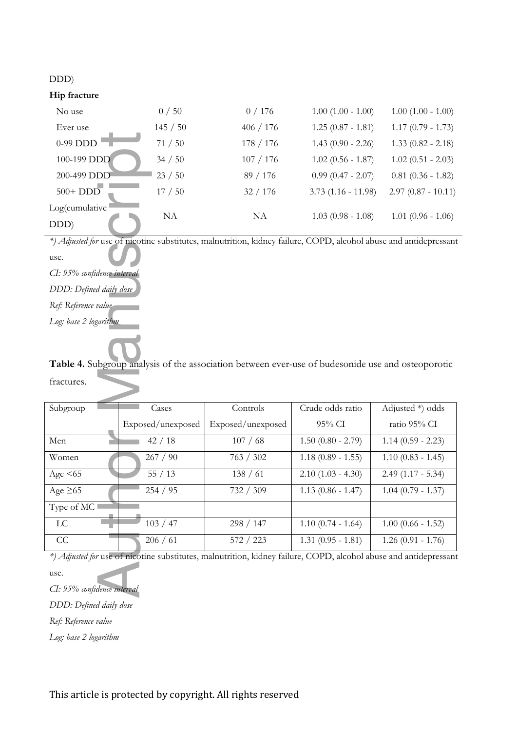| | | | | |
|---|---|---|---|---|
| DDD) | | | | |
| **Hip fracture** | | | | |
| No use | 0 / 50 | 0 / 176 | 1.00 (1.00 - 1.00) | 1.00 (1.00 - 1.00) |
| Ever use | 145 / 50 | 406 / 176 | 1.25 (0.87 - 1.81) | 1.17 (0.79 - 1.73) |
| 0-99 DDD | 71 / 50 | 178 / 176 | 1.43 (0.90 - 2.26) | 1.33 (0.82 - 2.18) |
| 100-199 DDD | 34 / 50 | 107 / 176 | 1.02 (0.56 - 1.87) | 1.02 (0.51 - 2.03) |
| 200-499 DDD | 23 / 50 | 89 / 176 | 0.99 (0.47 - 2.07) | 0.81 (0.36 - 1.82) |
| 500+ DDD | 17 / 50 | 32 / 176 | 3.73 (1.16 - 11.98) | 2.97 (0.87 - 10.11) |
| Log(cumulative DDD) | NA | NA | 1.03 (0.98 - 1.08) | 1.01 (0.96 - 1.06) |

*\*) Adjusted for* use of nicotine substitutes, malnutrition, kidney failure, COPD, alcohol abuse and antidepressant use.

*CI: 95% confidence interval*

*DDD: Defined daily dose*

*Ref: Reference value*

*Log: base 2 logarithm*

**Table 4.** Subgroup analysis of the association between ever-use of budesonide use and osteoporotic fractures.

| Subgroup | Cases Exposed/unexposed | Controls Exposed/unexposed | Crude odds ratio 95% CI | Adjusted \*) odds ratio 95% CI |
|---|---|---|---|---|
| Men | 42 / 18 | 107 / 68 | 1.50 (0.80 - 2.79) | 1.14 (0.59 - 2.23) |
| Women | 267 / 90 | 763 / 302 | 1.18 (0.89 - 1.55) | 1.10 (0.83 - 1.45) |
| Age <65 | 55 / 13 | 138 / 61 | 2.10 (1.03 - 4.30) | 2.49 (1.17 - 5.34) |
| Age ≥65 | 254 / 95 | 732 / 309 | 1.13 (0.86 - 1.47) | 1.04 (0.79 - 1.37) |
| Type of MC | | | | |
| LC | 103 / 47 | 298 / 147 | 1.10 (0.74 - 1.64) | 1.00 (0.66 - 1.52) |
| CC | 206 / 61 | 572 / 223 | 1.31 (0.95 - 1.81) | 1.26 (0.91 - 1.76) |

*\*) Adjusted for* use of nicotine substitutes, malnutrition, kidney failure, COPD, alcohol abuse and antidepressant use.

*CI: 95% confidence interval*

*DDD: Defined daily dose*

*Ref: Reference value*

*Log: base 2 logarithm*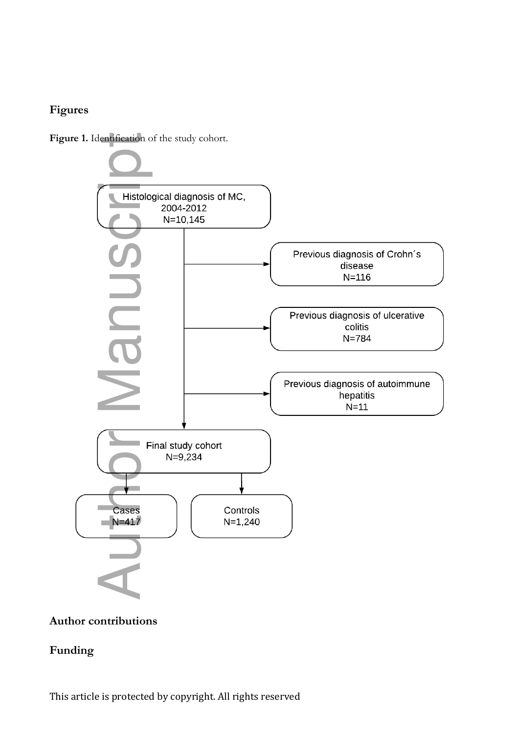## Figures

**Figure 1.** Identification of the study cohort.

Histological diagnosis of MC, 2004-2012
N=10,145

Previous diagnosis of Crohn´s disease
N=116

Previous diagnosis of ulcerative colitis
N=784

Previous diagnosis of autoimmune hepatitis
N=11

Final study cohort
N=9,234

Cases
N=417

Controls
N=1,240

## Author contributions

## Funding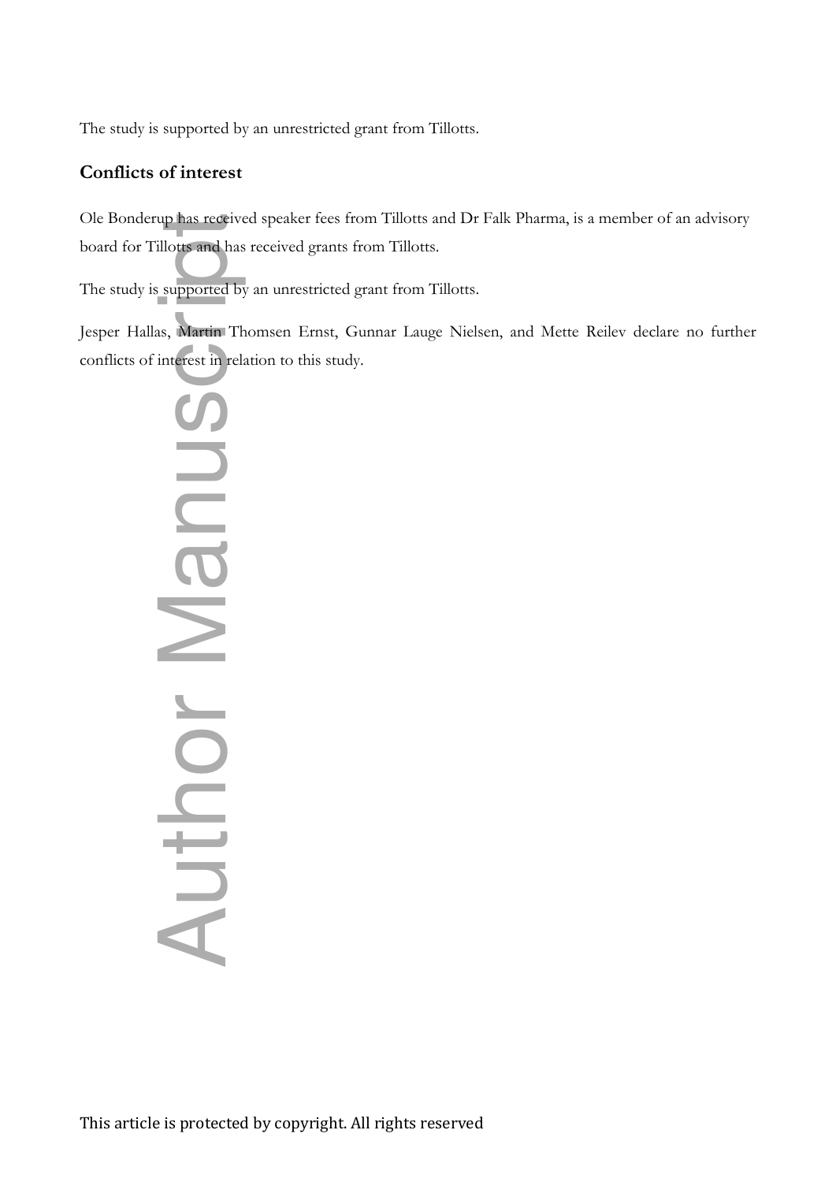The study is supported by an unrestricted grant from Tillotts.

## Conflicts of interest

Ole Bonderup has received speaker fees from Tillotts and Dr Falk Pharma, is a member of an advisory board for Tillotts and has received grants from Tillotts.

The study is supported by an unrestricted grant from Tillotts.

Jesper Hallas, Martin Thomsen Ernst, Gunnar Lauge Nielsen, and Mette Reilev declare no further conflicts of interest in relation to this study.